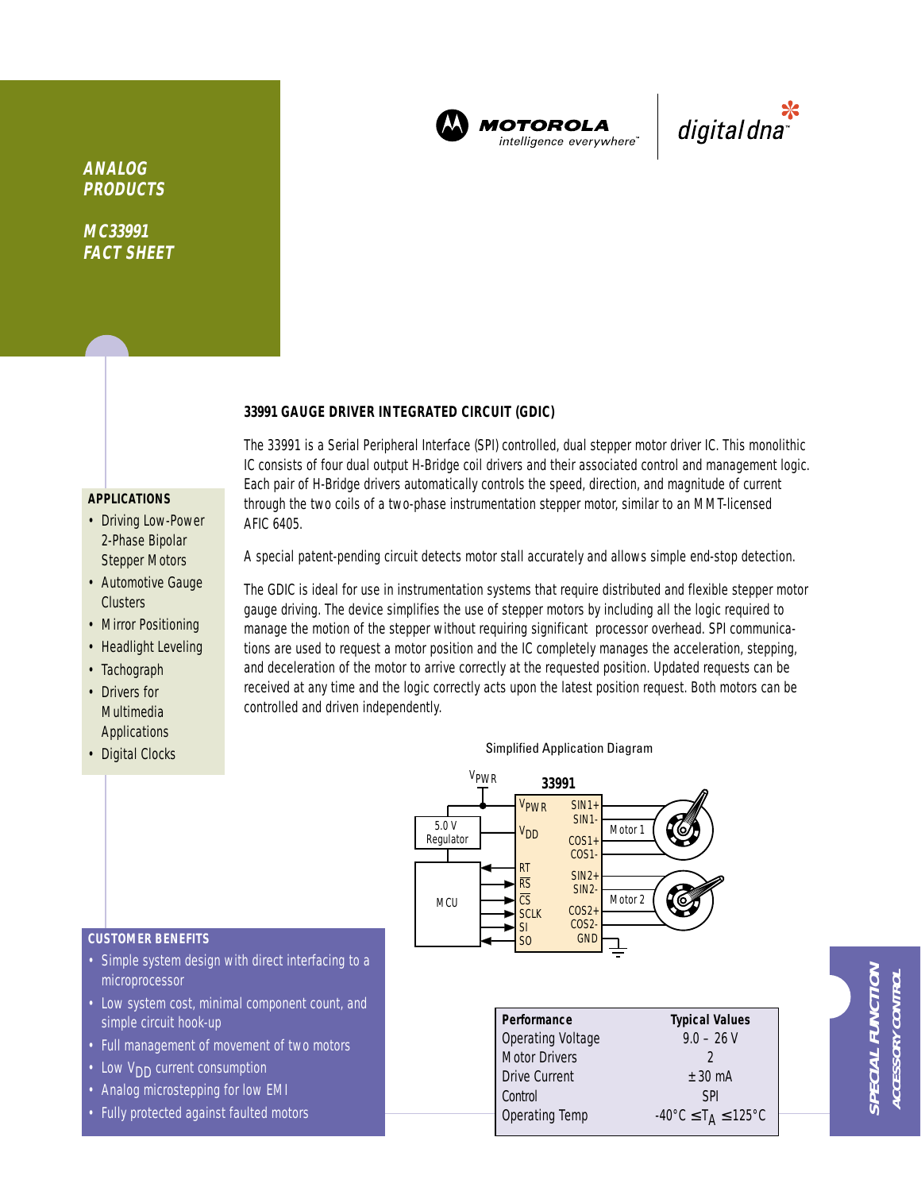**ANALOG PRODUCTS**

**MC33991 FACT SHEET**

MOTOROLA intelligence everywhere™ | digital dna™

## 33991 GAUGE DRIVER INTEGRATED CIRCUIT (GDIC)

The 33991 is a Serial Peripheral Interface (SPI) controlled, dual stepper motor driver IC. This monolithic IC consists of four dual output H-Bridge coil drivers and their associated control and management logic. Each pair of H-Bridge drivers automatically controls the speed, direction, and magnitude of current through the two coils of a two-phase instrumentation stepper motor, similar to an MMT-licensed AFIC 6405.

A special patent-pending circuit detects motor stall accurately and allows simple end-stop detection.

The GDIC is ideal for use in instrumentation systems that require distributed and flexible stepper motor gauge driving. The device simplifies the use of stepper motors by including all the logic required to manage the motion of the stepper without requiring significant processor overhead. SPI communications are used to request a motor position and the IC completely manages the acceleration, stepping, and deceleration of the motor to arrive correctly at the requested position. Updated requests can be received at any time and the logic correctly acts upon the latest position request. Both motors can be controlled and driven independently.

### APPLICATIONS

- Driving Low-Power 2-Phase Bipolar Stepper Motors
- Automotive Gauge Clusters
- Mirror Positioning
- Headlight Leveling
- Tachograph
- Drivers for Multimedia Applications
- Digital Clocks

Simplified Application Diagram

### CUSTOMER BENEFITS

- Simple system design with direct interfacing to a microprocessor
- Low system cost, minimal component count, and simple circuit hook-up
- Full management of movement of two motors
- Low $V_{DD}$ current consumption
- Analog microstepping for low EMI
- Fully protected against faulted motors

| Performance | Typical Values |
|---|---|
| Operating Voltage | 9.0 – 26 V |
| Motor Drivers | 2 |
| Drive Current | ±30 mA |
| Control | SPI |
| Operating Temp | $-40°C \leq T_A \leq 125°C$ |

SPECIAL FUNCTION
ACCESSORY CONTROL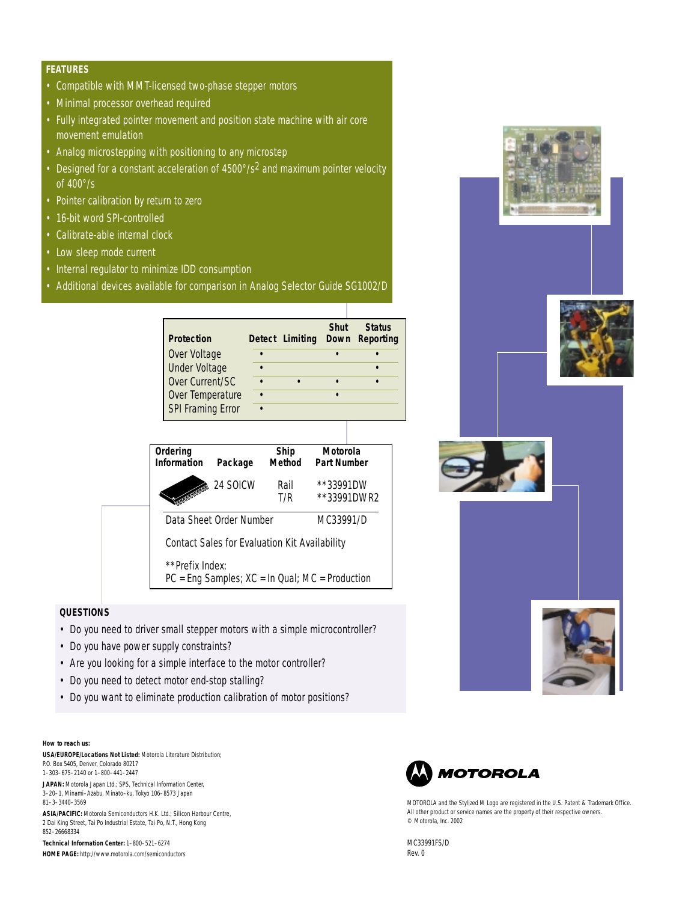## FEATURES

- Compatible with MMT-licensed two-phase stepper motors
- Minimal processor overhead required
- Fully integrated pointer movement and position state machine with air core movement emulation
- Analog microstepping with positioning to any microstep
- Designed for a constant acceleration of 4500°/$s^2$ and maximum pointer velocity of 400°/s
- Pointer calibration by return to zero
- 16-bit word SPI-controlled
- Calibrate-able internal clock
- Low sleep mode current
- Internal regulator to minimize IDD consumption
- Additional devices available for comparison in Analog Selector Guide SG1002/D

| Protection | Detect | Limiting | Shut Down | Status Reporting |
|---|---|---|---|---|
| Over Voltage | • | | • | • |
| Under Voltage | • | | | • |
| Over Current/SC | • | • | • | • |
| Over Temperature | • | | • | |
| SPI Framing Error | • | | | |

| Ordering Information | Package | Ship Method | Motorola Part Number |
|---|---|---|---|
| | 24 SOICW | Rail | **33991DW |
| | | T/R | **33991DWR2 |
| Data Sheet Order Number | | | MC33991/D |
| Contact Sales for Evaluation Kit Availability | | | |
| **Prefix Index: PC = Eng Samples; XC = In Qual; MC = Production | | | |

## QUESTIONS

- Do you need to driver small stepper motors with a simple microcontroller?
- Do you have power supply constraints?
- Are you looking for a simple interface to the motor controller?
- Do you need to detect motor end-stop stalling?
- Do you want to eliminate production calibration of motor positions?

**How to reach us:**

**USA/EUROPE/Locations Not Listed:** Motorola Literature Distribution; P.O. Box 5405, Denver, Colorado 80217
1–303–675–2140 or 1–800–441–2447

**JAPAN:** Motorola Japan Ltd.; SPS, Technical Information Center, 3–20–1, Minami–Azabu. Minato–ku, Tokyo 106–8573 Japan
81–3–3440–3569

**ASIA/PACIFIC:** Motorola Semiconductors H.K. Ltd.; Silicon Harbour Centre, 2 Dai King Street, Tai Po Industrial Estate, Tai Po, N.T., Hong Kong
852–26668334

**Technical Information Center:** 1–800–521–6274

**HOME PAGE:** http://www.motorola.com/semiconductors

MOTOROLA

MOTOROLA and the Stylized M Logo are registered in the U.S. Patent & Trademark Office. All other product or service names are the property of their respective owners.
© Motorola, Inc. 2002

MC33991FS/D
Rev. 0